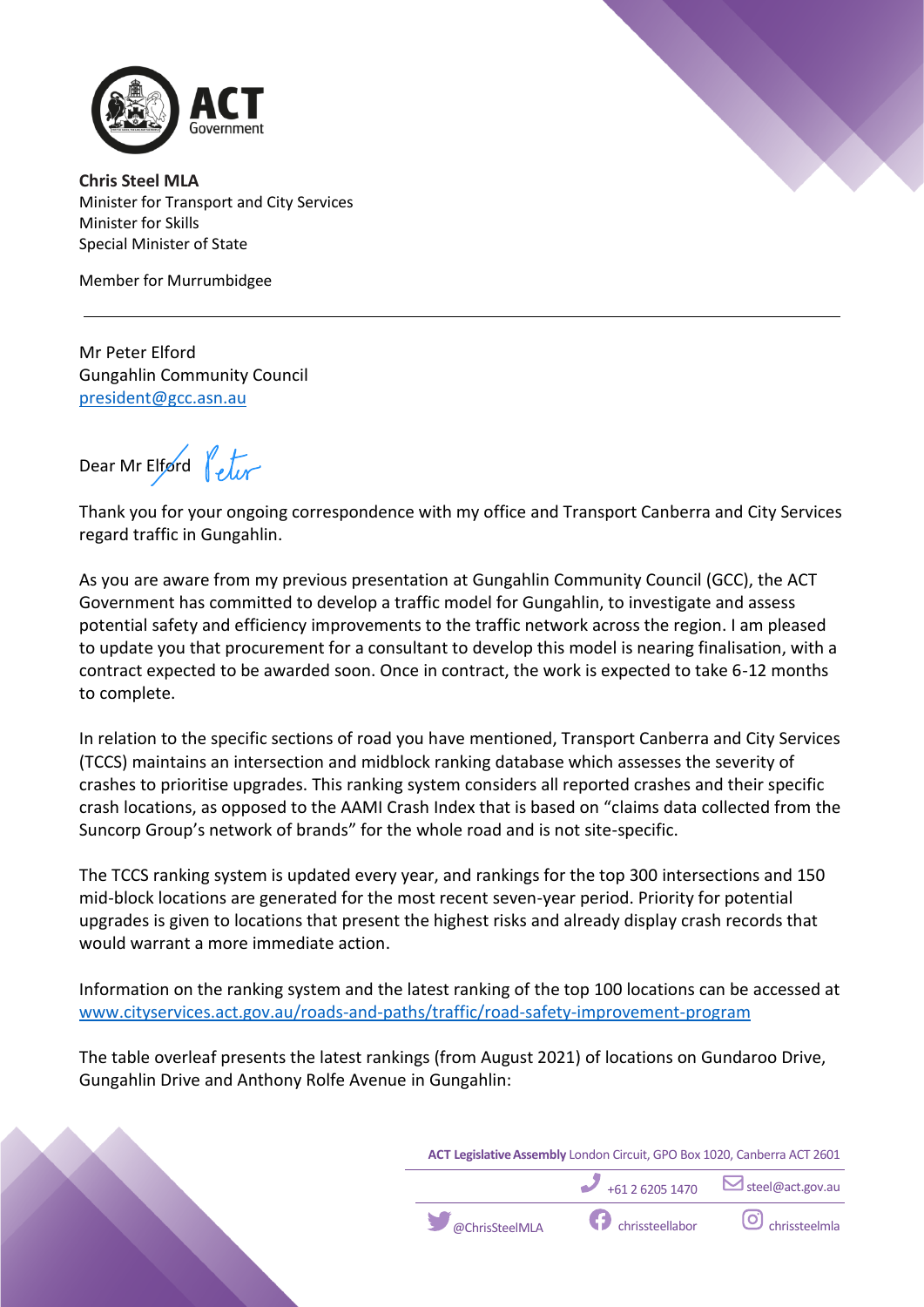ACT Government

**Chris Steel MLA**
Minister for Transport and City Services
Minister for Skills
Special Minister of State

Member for Murrumbidgee

---

Mr Peter Elford
Gungahlin Community Council
president@gcc.asn.au

Dear ~~Mr Elford~~ Peter

Thank you for your ongoing correspondence with my office and Transport Canberra and City Services regard traffic in Gungahlin.

As you are aware from my previous presentation at Gungahlin Community Council (GCC), the ACT Government has committed to develop a traffic model for Gungahlin, to investigate and assess potential safety and efficiency improvements to the traffic network across the region. I am pleased to update you that procurement for a consultant to develop this model is nearing finalisation, with a contract expected to be awarded soon. Once in contract, the work is expected to take 6-12 months to complete.

In relation to the specific sections of road you have mentioned, Transport Canberra and City Services (TCCS) maintains an intersection and midblock ranking database which assesses the severity of crashes to prioritise upgrades. This ranking system considers all reported crashes and their specific crash locations, as opposed to the AAMI Crash Index that is based on "claims data collected from the Suncorp Group's network of brands" for the whole road and is not site-specific.

The TCCS ranking system is updated every year, and rankings for the top 300 intersections and 150 mid-block locations are generated for the most recent seven-year period. Priority for potential upgrades is given to locations that present the highest risks and already display crash records that would warrant a more immediate action.

Information on the ranking system and the latest ranking of the top 100 locations can be accessed at www.cityservices.act.gov.au/roads-and-paths/traffic/road-safety-improvement-program

The table overleaf presents the latest rankings (from August 2021) of locations on Gundaroo Drive, Gungahlin Drive and Anthony Rolfe Avenue in Gungahlin:

**ACT Legislative Assembly** London Circuit, GPO Box 1020, Canberra ACT 2601
+61 2 6205 1470 steel@act.gov.au
@ChrisSteelMLA chrissteellabor chrissteelmla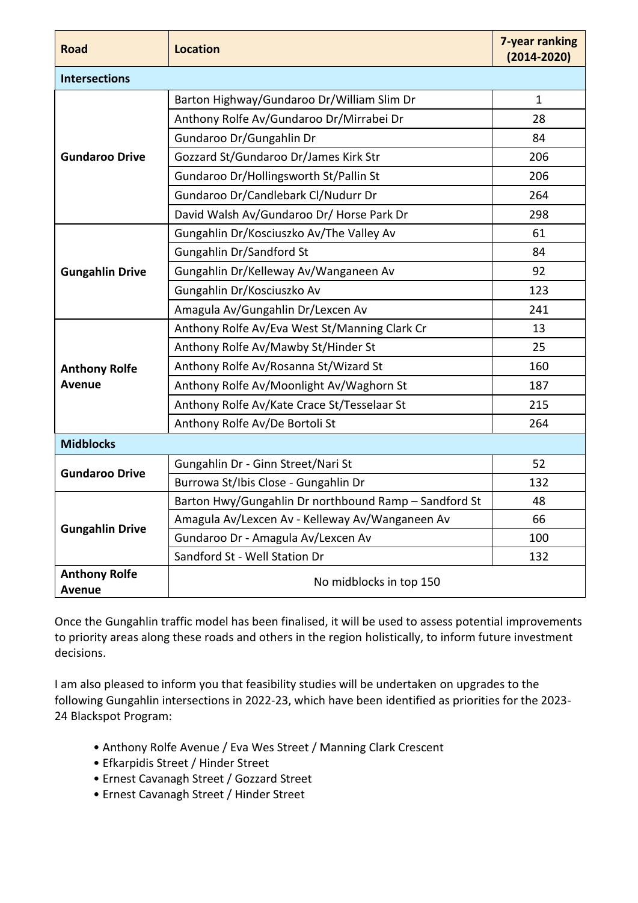| Road | Location | 7-year ranking (2014-2020) |
|---|---|---|
| **Intersections** | | |
| **Gundaroo Drive** | Barton Highway/Gundaroo Dr/William Slim Dr | 1 |
| | Anthony Rolfe Av/Gundaroo Dr/Mirrabei Dr | 28 |
| | Gundaroo Dr/Gungahlin Dr | 84 |
| | Gozzard St/Gundaroo Dr/James Kirk Str | 206 |
| | Gundaroo Dr/Hollingsworth St/Pallin St | 206 |
| | Gundaroo Dr/Candlebark Cl/Nudurr Dr | 264 |
| | David Walsh Av/Gundaroo Dr/ Horse Park Dr | 298 |
| **Gungahlin Drive** | Gungahlin Dr/Kosciuszko Av/The Valley Av | 61 |
| | Gungahlin Dr/Sandford St | 84 |
| | Gungahlin Dr/Kelleway Av/Wanganeen Av | 92 |
| | Gungahlin Dr/Kosciuszko Av | 123 |
| | Amagula Av/Gungahlin Dr/Lexcen Av | 241 |
| **Anthony Rolfe Avenue** | Anthony Rolfe Av/Eva West St/Manning Clark Cr | 13 |
| | Anthony Rolfe Av/Mawby St/Hinder St | 25 |
| | Anthony Rolfe Av/Rosanna St/Wizard St | 160 |
| | Anthony Rolfe Av/Moonlight Av/Waghorn St | 187 |
| | Anthony Rolfe Av/Kate Crace St/Tesselaar St | 215 |
| | Anthony Rolfe Av/De Bortoli St | 264 |
| **Midblocks** | | |
| **Gundaroo Drive** | Gungahlin Dr - Ginn Street/Nari St | 52 |
| | Burrowa St/Ibis Close - Gungahlin Dr | 132 |
| **Gungahlin Drive** | Barton Hwy/Gungahlin Dr northbound Ramp – Sandford St | 48 |
| | Amagula Av/Lexcen Av - Kelleway Av/Wanganeen Av | 66 |
| | Gundaroo Dr - Amagula Av/Lexcen Av | 100 |
| | Sandford St - Well Station Dr | 132 |
| **Anthony Rolfe Avenue** | No midblocks in top 150 | |

Once the Gungahlin traffic model has been finalised, it will be used to assess potential improvements to priority areas along these roads and others in the region holistically, to inform future investment decisions.

I am also pleased to inform you that feasibility studies will be undertaken on upgrades to the following Gungahlin intersections in 2022-23, which have been identified as priorities for the 2023-24 Blackspot Program:

- Anthony Rolfe Avenue / Eva Wes Street / Manning Clark Crescent
- Efkarpidis Street / Hinder Street
- Ernest Cavanagh Street / Gozzard Street
- Ernest Cavanagh Street / Hinder Street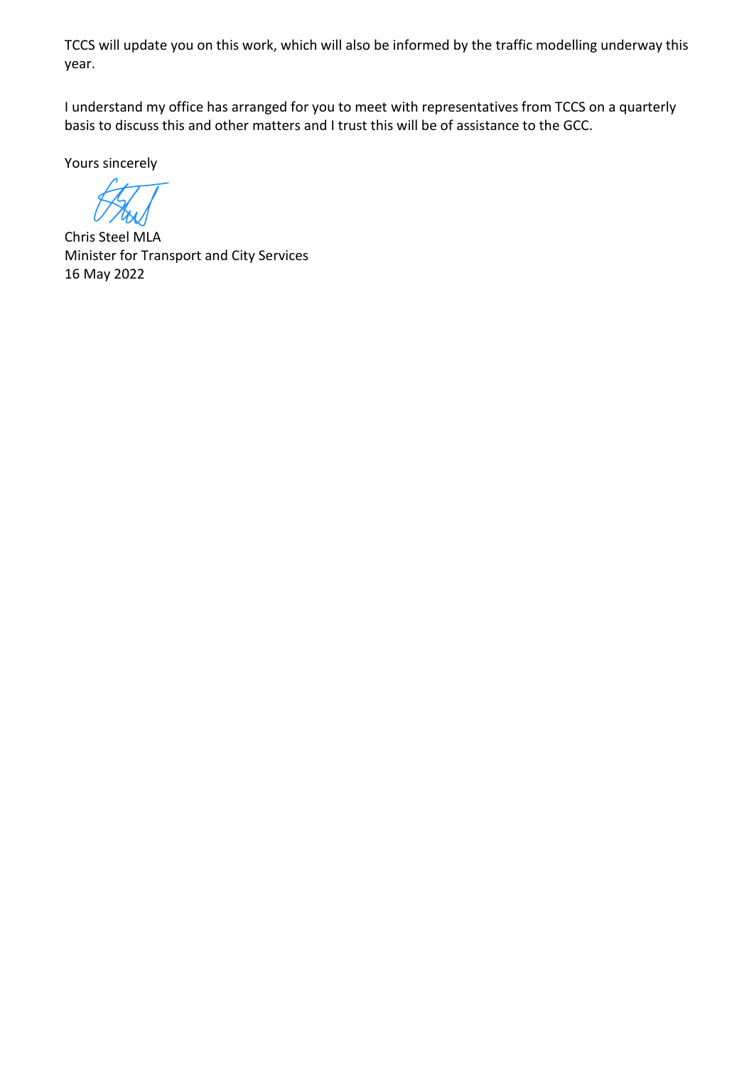TCCS will update you on this work, which will also be informed by the traffic modelling underway this year.

I understand my office has arranged for you to meet with representatives from TCCS on a quarterly basis to discuss this and other matters and I trust this will be of assistance to the GCC.

Yours sincerely

Chris Steel MLA
Minister for Transport and City Services
16 May 2022